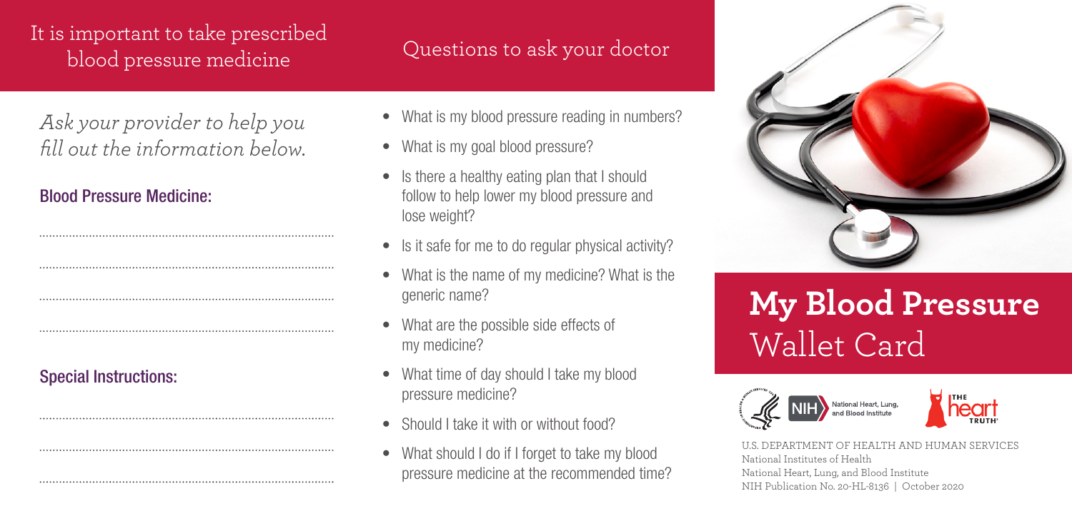## It is important to take prescribed blood pressure medicine

*Ask your provider to help you fill out the information below.*

**Blood Pressure Medicine:**

........................................................................................

........................................................................................

........................................................................................

........................................................................................

**Special Instructions:**

........................................................................................

........................................................................................

........................................................................................

## Questions to ask your doctor

- What is my blood pressure reading in numbers?
- What is my goal blood pressure?
- Is there a healthy eating plan that I should follow to help lower my blood pressure and lose weight?
- Is it safe for me to do regular physical activity?
- What is the name of my medicine? What is the generic name?
- What are the possible side effects of my medicine?
- What time of day should I take my blood pressure medicine?
- Should I take it with or without food?
- What should I do if I forget to take my blood pressure medicine at the recommended time?

# My Blood Pressure Wallet Card

NIH National Heart, Lung, and Blood Institute

The Heart Truth

U.S. DEPARTMENT OF HEALTH AND HUMAN SERVICES
National Institutes of Health
National Heart, Lung, and Blood Institute
NIH Publication No. 20-HL-8136 | October 2020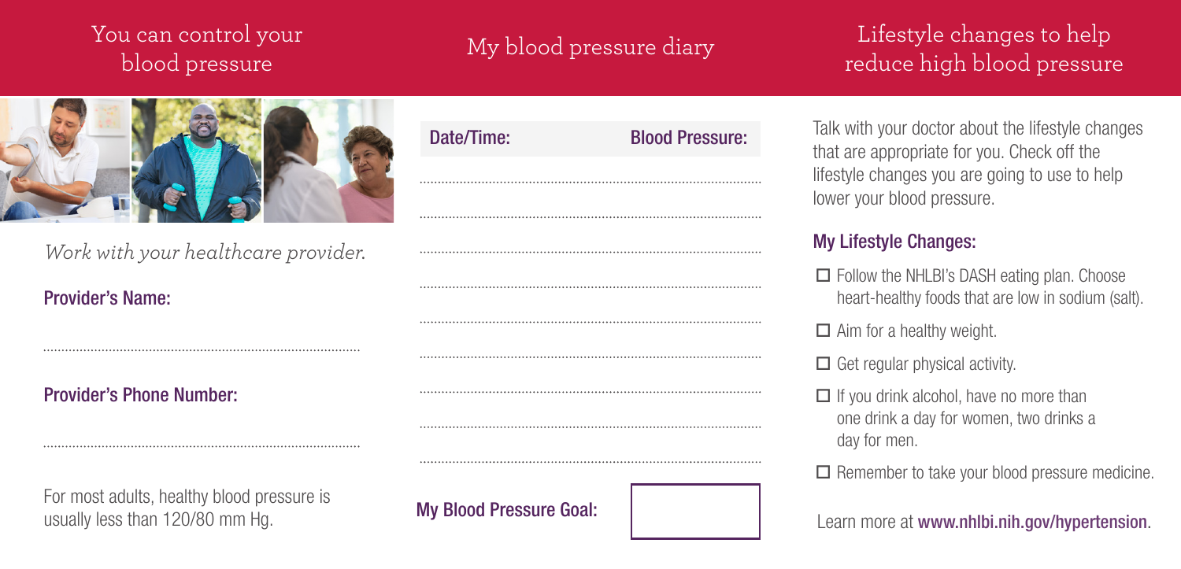## You can control your blood pressure

*Work with your healthcare provider.*

**Provider's Name:**

......................................................................................

**Provider's Phone Number:**

......................................................................................

For most adults, healthy blood pressure is usually less than 120/80 mm Hg.

## My blood pressure diary

| Date/Time: | Blood Pressure: |
| --- | --- |
| | |
| | |
| | |
| | |
| | |
| | |
| | |
| | |

**My Blood Pressure Goal:**

## Lifestyle changes to help reduce high blood pressure

Talk with your doctor about the lifestyle changes that are appropriate for you. Check off the lifestyle changes you are going to use to help lower your blood pressure.

### My Lifestyle Changes:

- ☐ Follow the NHLBI's DASH eating plan. Choose heart-healthy foods that are low in sodium (salt).
- ☐ Aim for a healthy weight.
- ☐ Get regular physical activity.
- ☐ If you drink alcohol, have no more than one drink a day for women, two drinks a day for men.
- ☐ Remember to take your blood pressure medicine.

Learn more at www.nhlbi.nih.gov/hypertension.